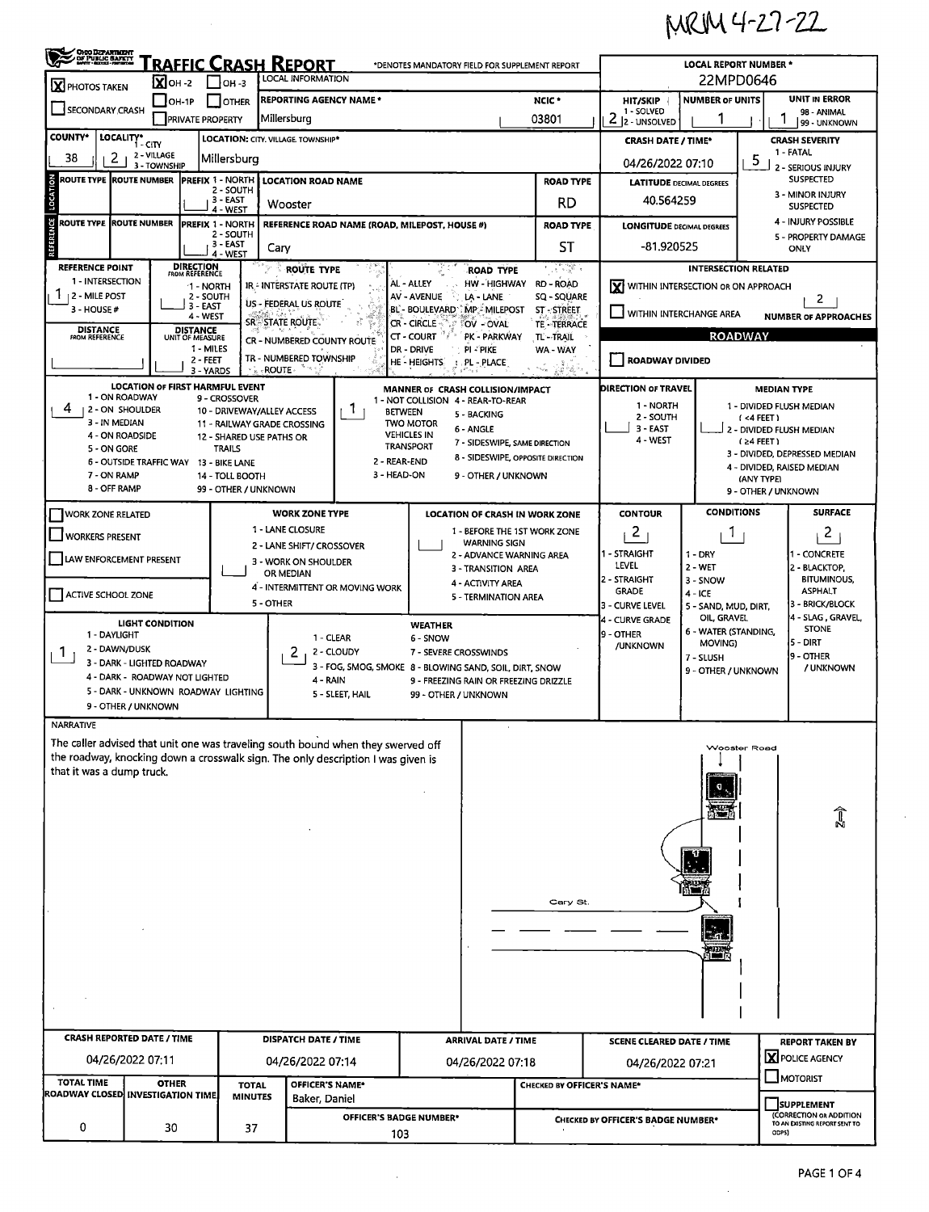MRM 4-27-22

# TRAFFIC CRASH REPORT

*DENOTES MANDATORY FIELD FOR SUPPLEMENT REPORT

| Field | Value |
|---|---|
| LOCAL REPORT NUMBER * | 22MPD0646 |
| [X] PHOTOS TAKEN | [X] OH-2 |
| LOCAL INFORMATION | |
| REPORTING AGENCY NAME * | Millersburg |
| NCIC * | 03801 |
| HIT/SKIP (1 - SOLVED, 2 - UNSOLVED) | 2 |
| NUMBER OF UNITS | 1 |
| UNIT IN ERROR (98 - ANIMAL, 99 - UNKNOWN) | 1 |
| COUNTY* | 38 |
| LOCALITY* (1 - CITY, 2 - VILLAGE, 3 - TOWNSHIP) | 2 |
| LOCATION: CITY, VILLAGE, TOWNSHIP* | Millersburg |
| CRASH DATE / TIME* | 04/26/2022 07:10 |
| CRASH SEVERITY (1 - FATAL, 2 - SERIOUS INJURY SUSPECTED, 3 - MINOR INJURY SUSPECTED, 4 - INJURY POSSIBLE, 5 - PROPERTY DAMAGE ONLY) | 5 |

## LOCATION

| Field | Value |
|---|---|
| LOCATION ROAD NAME | Wooster |
| ROAD TYPE | RD |
| LATITUDE DECIMAL DEGREES | 40.564259 |

## REFERENCE

| Field | Value |
|---|---|
| REFERENCE ROAD NAME (ROAD, MILEPOST, HOUSE #) | Cary |
| ROAD TYPE | ST |
| LONGITUDE DECIMAL DEGREES | -81.920525 |
| REFERENCE POINT (1 - INTERSECTION, 2 - MILE POST, 3 - HOUSE #) | 1 |

## INTERSECTION RELATED

[X] WITHIN INTERSECTION OR ON APPROACH

NUMBER OF APPROACHES: 2

## ROADWAY

[ ] ROADWAY DIVIDED

| Field | Value |
|---|---|
| LOCATION OF FIRST HARMFUL EVENT | 4 - ON ROADSIDE |
| MANNER OF CRASH COLLISION/IMPACT | 1 - NOT COLLISION BETWEEN TWO MOTOR VEHICLES IN TRANSPORT |
| DIRECTION OF TRAVEL | |
| MEDIAN TYPE | |

## WORK ZONE

[ ] WORK ZONE RELATED
[ ] WORKERS PRESENT
[ ] LAW ENFORCEMENT PRESENT
[ ] ACTIVE SCHOOL ZONE

| Field | Value |
|---|---|
| CONTOUR | 2 - STRAIGHT GRADE |
| CONDITIONS | 1 - DRY |
| SURFACE | 2 - BLACKTOP, BITUMINOUS, ASPHALT |
| LIGHT CONDITION | 1 - DAYLIGHT |
| WEATHER | 2 - CLOUDY |

## NARRATIVE

The caller advised that unit one was traveling south bound when they swerved off the roadway, knocking down a crosswalk sign. The only description I was given is that it was a dump truck.

Wooster Road

Cary St.

| CRASH REPORTED DATE / TIME | DISPATCH DATE / TIME | ARRIVAL DATE / TIME | SCENE CLEARED DATE / TIME | REPORT TAKEN BY |
|---|---|---|---|---|
| 04/26/2022 07:11 | 04/26/2022 07:14 | 04/26/2022 07:18 | 04/26/2022 07:21 | [X] POLICE AGENCY |

| TOTAL TIME ROADWAY CLOSED | OTHER INVESTIGATION TIME | TOTAL MINUTES | OFFICER'S NAME* | OFFICER'S BADGE NUMBER* | CHECKED BY OFFICER'S NAME* | CHECKED BY OFFICER'S BADGE NUMBER* |
|---|---|---|---|---|---|---|
| 0 | 30 | 37 | Baker, Daniel | 103 | | |

[ ] MOTORIST
[ ] SUPPLEMENT (CORRECTION OR ADDITION TO AN EXISTING REPORT SENT TO ODPS)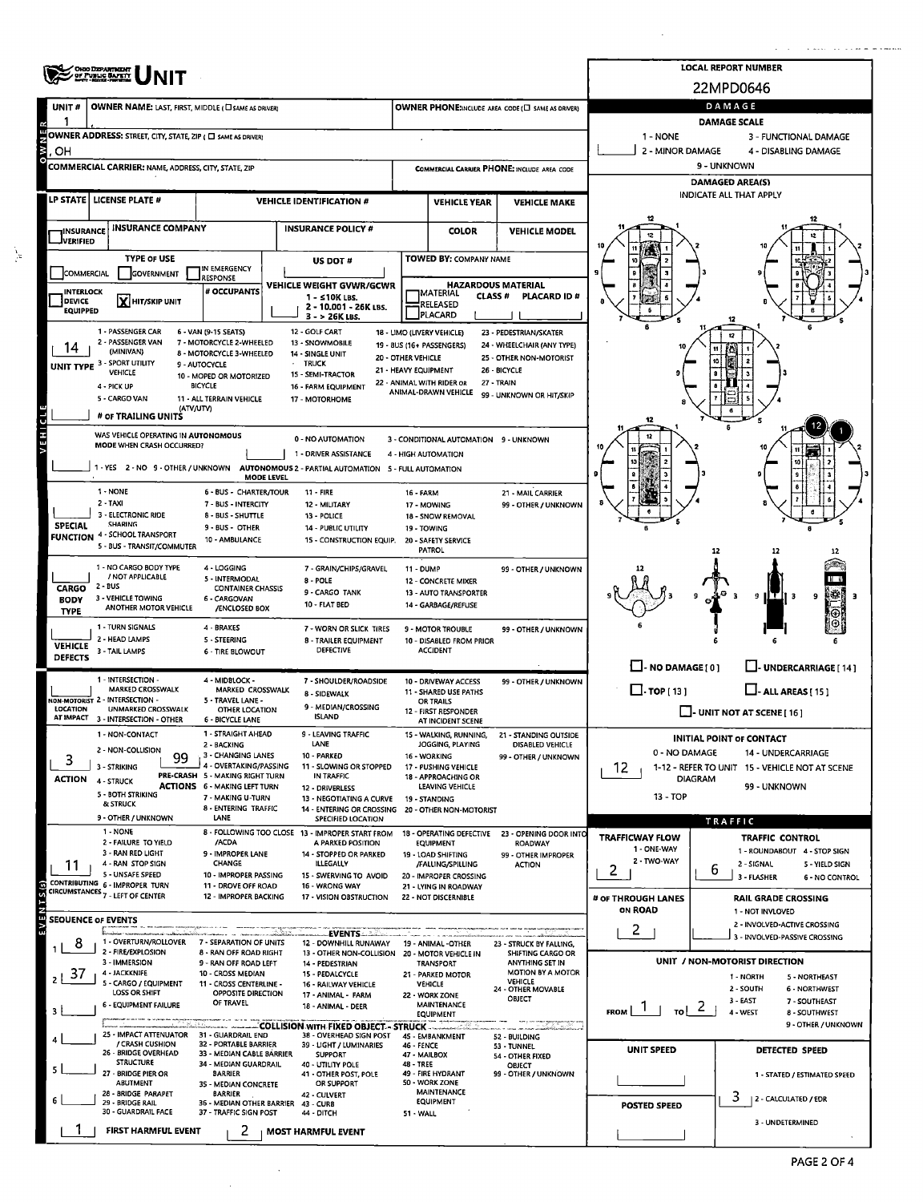# UNIT

**LOCAL REPORT NUMBER:** 22MPD0646

| UNIT # | OWNER NAME: LAST, FIRST, MIDDLE (☐ SAME AS DRIVER) | OWNER PHONE: INCLUDE AREA CODE (☐ SAME AS DRIVER) |
|---|---|---|
| 1 | , | |

**OWNER ADDRESS:** STREET, CITY, STATE, ZIP (☐ SAME AS DRIVER): , OH

**COMMERCIAL CARRIER:** NAME, ADDRESS, CITY, STATE, ZIP | **COMMERCIAL CARRIER PHONE:** INCLUDE AREA CODE

| LP STATE | LICENSE PLATE # | VEHICLE IDENTIFICATION # | VEHICLE YEAR | VEHICLE MAKE |
|---|---|---|---|---|
| | | | | |

| INSURANCE VERIFIED | INSURANCE COMPANY | INSURANCE POLICY # | COLOR | VEHICLE MODEL |
|---|---|---|---|---|
| ☐ | | | | |

**TYPE OF USE:** ☐ COMMERCIAL ☐ GOVERNMENT ☐ IN EMERGENCY RESPONSE

**US DOT #**

**TOWED BY:** COMPANY NAME

☐ INTERLOCK DEVICE EQUIPPED ☒ HIT/SKIP UNIT

**# OCCUPANTS**

**VEHICLE WEIGHT GVWR/GCWR:** 1 - ≤10K LBS. 2 - 10.001 - 26K LBS. 3 - > 26K LBS.

**HAZARDOUS MATERIAL:** ☐ MATERIAL RELEASED ☐ PLACARD | CLASS # | PLACARD ID #

**UNIT TYPE:** 14

1 - PASSENGER CAR, 2 - PASSENGER VAN (MINIVAN), 3 - SPORT UTILITY VEHICLE, 4 - PICK UP, 5 - CARGO VAN, 6 - VAN (9-15 SEATS), 7 - MOTORCYCLE 2-WHEELED, 8 - MOTORCYCLE 3-WHEELED, 9 - AUTOCYCLE, 10 - MOPED OR MOTORIZED BICYCLE, 11 - ALL TERRAIN VEHICLE (ATV/UTV), 12 - GOLF CART, 13 - SNOWMOBILE, 14 - SINGLE UNIT TRUCK, 15 - SEMI-TRACTOR, 16 - FARM EQUIPMENT, 17 - MOTORHOME, 18 - LIMO (LIVERY VEHICLE), 19 - BUS (16+ PASSENGERS), 20 - OTHER VEHICLE, 21 - HEAVY EQUIPMENT, 22 - ANIMAL WITH RIDER OR ANIMAL-DRAWN VEHICLE, 23 - PEDESTRIAN/SKATER, 24 - WHEELCHAIR (ANY TYPE), 25 - OTHER NON-MOTORIST, 26 - BICYCLE, 27 - TRAIN, 99 - UNKNOWN OR HIT/SKIP

**# OF TRAILING UNITS:**

**WAS VEHICLE OPERATING IN AUTONOMOUS MODE WHEN CRASH OCCURRED?** 1 - YES 2 - NO 9 - OTHER / UNKNOWN

**AUTONOMOUS MODE LEVEL:** 0 - NO AUTOMATION, 1 - DRIVER ASSISTANCE, 2 - PARTIAL AUTOMATION, 3 - CONDITIONAL AUTOMATION, 4 - HIGH AUTOMATION, 5 - FULL AUTOMATION, 9 - UNKNOWN

**SPECIAL FUNCTION:**

1 - NONE, 2 - TAXI, 3 - ELECTRONIC RIDE SHARING, 4 - SCHOOL TRANSPORT, 5 - BUS - TRANSIT/COMMUTER, 6 - BUS - CHARTER/TOUR, 7 - BUS - INTERCITY, 8 - BUS - SHUTTLE, 9 - BUS - OTHER, 10 - AMBULANCE, 11 - FIRE, 12 - MILITARY, 13 - POLICE, 14 - PUBLIC UTILITY, 15 - CONSTRUCTION EQUIP., 16 - FARM, 17 - MOWING, 18 - SNOW REMOVAL, 19 - TOWING, 20 - SAFETY SERVICE PATROL, 21 - MAIL CARRIER, 99 - OTHER / UNKNOWN

**CARGO BODY TYPE:**

1 - NO CARGO BODY TYPE / NOT APPLICABLE, 2 - BUS, 3 - VEHICLE TOWING ANOTHER MOTOR VEHICLE, 4 - LOGGING, 5 - INTERMODAL CONTAINER CHASSIS, 6 - CARGOVAN /ENCLOSED BOX, 7 - GRAIN/CHIPS/GRAVEL, 8 - POLE, 9 - CARGO TANK, 10 - FLAT BED, 11 - DUMP, 12 - CONCRETE MIXER, 13 - AUTO TRANSPORTER, 14 - GARBAGE/REFUSE, 99 - OTHER / UNKNOWN

**VEHICLE DEFECTS:**

1 - TURN SIGNALS, 2 - HEAD LAMPS, 3 - TAIL LAMPS, 4 - BRAKES, 5 - STEERING, 6 - TIRE BLOWOUT, 7 - WORN OR SLICK TIRES, 8 - TRAILER EQUIPMENT DEFECTIVE, 9 - MOTOR TROUBLE, 10 - DISABLED FROM PRIOR ACCIDENT, 99 - OTHER / UNKNOWN

**NON-MOTORIST LOCATION AT IMPACT:**

1 - INTERSECTION - MARKED CROSSWALK, 2 - INTERSECTION - UNMARKED CROSSWALK, 3 - INTERSECTION - OTHER, 4 - MIDBLOCK - MARKED CROSSWALK, 5 - TRAVEL LANE - OTHER LOCATION, 6 - BICYCLE LANE, 7 - SHOULDER/ROADSIDE, 8 - SIDEWALK, 9 - MEDIAN/CROSSING ISLAND, 10 - DRIVEWAY ACCESS, 11 - SHARED USE PATHS OR TRAILS, 12 - FIRST RESPONDER AT INCIDENT SCENE, 99 - OTHER / UNKNOWN

**ACTION:** 3

1 - NON-CONTACT, 2 - NON-COLLISION, 3 - STRIKING, 4 - STRUCK, 5 - BOTH STRIKING & STRUCK, 9 - OTHER / UNKNOWN

**PRE-CRASH ACTIONS:** 99

1 - STRAIGHT AHEAD, 2 - BACKING, 3 - CHANGING LANES, 4 - OVERTAKING/PASSING, 5 - MAKING RIGHT TURN, 6 - MAKING LEFT TURN, 7 - MAKING U-TURN, 8 - ENTERING TRAFFIC LANE, 9 - LEAVING TRAFFIC LANE, 10 - PARKED, 11 - SLOWING OR STOPPED IN TRAFFIC, 12 - DRIVERLESS, 13 - NEGOTIATING A CURVE, 14 - ENTERING OR CROSSING SPECIFIED LOCATION, 15 - WALKING, RUNNING, JOGGING, PLAYING, 16 - WORKING, 17 - PUSHING VEHICLE, 18 - APPROACHING OR LEAVING VEHICLE, 19 - STANDING, 20 - OTHER NON-MOTORIST, 21 - STANDING OUTSIDE DISABLED VEHICLE, 99 - OTHER / UNKNOWN

**CONTRIBUTING CIRCUMSTANCES:** 11

1 - NONE, 2 - FAILURE TO YIELD, 3 - RAN RED LIGHT, 4 - RAN STOP SIGN, 5 - UNSAFE SPEED, 6 - IMPROPER TURN, 7 - LEFT OF CENTER, 8 - FOLLOWING TOO CLOSE /ACDA, 9 - IMPROPER LANE CHANGE, 10 - IMPROPER PASSING, 11 - DROVE OFF ROAD, 12 - IMPROPER BACKING, 13 - IMPROPER START FROM A PARKED POSITION, 14 - STOPPED OR PARKED ILLEGALLY, 15 - SWERVING TO AVOID, 16 - WRONG WAY, 17 - VISION OBSTRUCTION, 18 - OPERATING DEFECTIVE EQUIPMENT, 19 - LOAD SHIFTING /FALLING/SPILLING, 20 - IMPROPER CROSSING, 21 - LYING IN ROADWAY, 22 - NOT DISCERNIBLE, 23 - OPENING DOOR INTO ROADWAY, 99 - OTHER IMPROPER ACTION

**SEQUENCE OF EVENTS**

| # | Event |
|---|---|
| 1 | 8 |
| 2 | 37 |
| 3 | |
| 4 | |
| 5 | |
| 6 | |

**EVENTS:** 1 - OVERTURN/ROLLOVER, 2 - FIRE/EXPLOSION, 3 - IMMERSION, 4 - JACKKNIFE, 5 - CARGO / EQUIPMENT LOSS OR SHIFT, 6 - EQUIPMENT FAILURE, 7 - SEPARATION OF UNITS, 8 - RAN OFF ROAD RIGHT, 9 - RAN OFF ROAD LEFT, 10 - CROSS MEDIAN, 11 - CROSS CENTERLINE - OPPOSITE DIRECTION OF TRAVEL, 12 - DOWNHILL RUNAWAY, 13 - OTHER NON-COLLISION, 14 - PEDESTRIAN, 15 - PEDALCYCLE, 16 - RAILWAY VEHICLE, 17 - ANIMAL - FARM, 18 - ANIMAL - DEER, 19 - ANIMAL -OTHER, 20 - MOTOR VEHICLE IN TRANSPORT, 21 - PARKED MOTOR VEHICLE, 22 - WORK ZONE MAINTENANCE EQUIPMENT, 23 - STRUCK BY FALLING, SHIFTING CARGO OR ANYTHING SET IN MOTION BY A MOTOR VEHICLE, 24 - OTHER MOVABLE OBJECT

**COLLISION WITH FIXED OBJECT - STRUCK:** 25 - IMPACT ATTENUATOR / CRASH CUSHION, 26 - BRIDGE OVERHEAD STRUCTURE, 27 - BRIDGE PIER OR ABUTMENT, 28 - BRIDGE PARAPET, 29 - BRIDGE RAIL, 30 - GUARDRAIL FACE, 31 - GUARDRAIL END, 32 - PORTABLE BARRIER, 33 - MEDIAN CABLE BARRIER, 34 - MEDIAN GUARDRAIL BARRIER, 35 - MEDIAN CONCRETE BARRIER, 36 - MEDIAN OTHER BARRIER, 37 - TRAFFIC SIGN POST, 38 - OVERHEAD SIGN POST, 39 - LIGHT / LUMINARIES SUPPORT, 40 - UTILITY POLE, 41 - OTHER POST, POLE OR SUPPORT, 42 - CULVERT, 43 - CURB, 44 - DITCH, 45 - EMBANKMENT, 46 - FENCE, 47 - MAILBOX, 48 - TREE, 49 - FIRE HYDRANT, 50 - WORK ZONE MAINTENANCE EQUIPMENT, 51 - WALL, 52 - BUILDING, 53 - TUNNEL, 54 - OTHER FIXED OBJECT, 99 - OTHER / UNKNOWN

**FIRST HARMFUL EVENT:** 1 | **MOST HARMFUL EVENT:** 2

## DAMAGE

**DAMAGE SCALE:** 1 - NONE, 2 - MINOR DAMAGE, 3 - FUNCTIONAL DAMAGE, 4 - DISABLING DAMAGE, 9 - UNKNOWN

**DAMAGED AREA(S)** — INDICATE ALL THAT APPLY: 12, 1

☐ NO DAMAGE [0] ☐ UNDERCARRIAGE [14] ☐ TOP [13] ☐ ALL AREAS [15] ☐ UNIT NOT AT SCENE [16]

**INITIAL POINT OF CONTACT:** 12

0 - NO DAMAGE, 1-12 - REFER TO UNIT DIAGRAM, 13 - TOP, 14 - UNDERCARRIAGE, 15 - VEHICLE NOT AT SCENE, 99 - UNKNOWN

## TRAFFIC

**TRAFFICWAY FLOW:** 2 (1 - ONE-WAY, 2 - TWO-WAY)

**TRAFFIC CONTROL:** 6 (1 - ROUNDABOUT, 2 - SIGNAL, 3 - FLASHER, 4 - STOP SIGN, 5 - YIELD SIGN, 6 - NO CONTROL)

**# OF THROUGH LANES ON ROAD:** 2

**RAIL GRADE CROSSING:** 1 - NOT INVOLVED, 2 - INVOLVED-ACTIVE CROSSING, 3 - INVOLVED-PASSIVE CROSSING

**UNIT / NON-MOTORIST DIRECTION:** FROM 1 TO 2

1 - NORTH, 2 - SOUTH, 3 - EAST, 4 - WEST, 5 - NORTHEAST, 6 - NORTHWEST, 7 - SOUTHEAST, 8 - SOUTHWEST, 9 - OTHER / UNKNOWN

**UNIT SPEED:**

**POSTED SPEED:**

**DETECTED SPEED:** 3 (1 - STATED / ESTIMATED SPEED, 2 - CALCULATED / EDR, 3 - UNDETERMINED)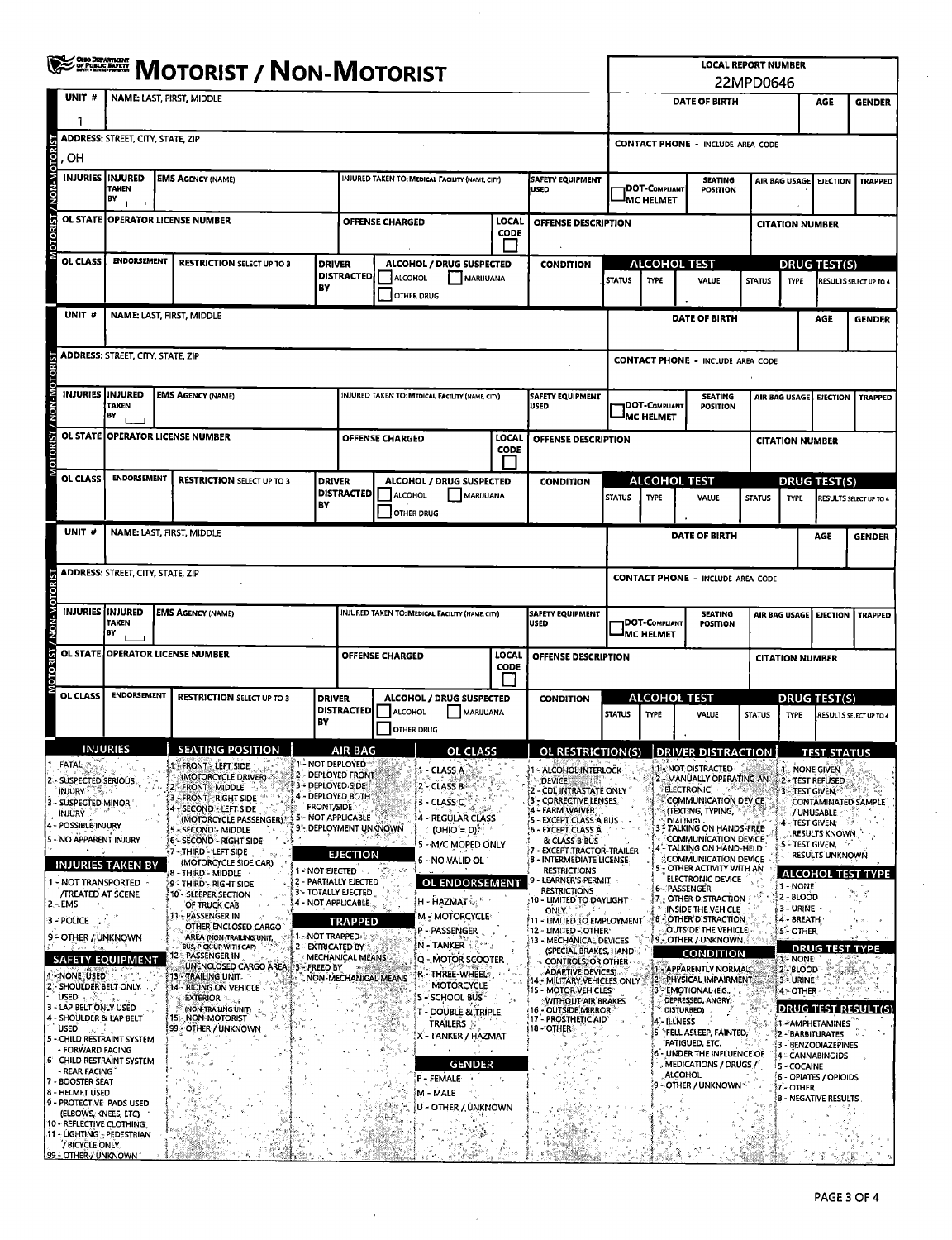# MOTORIST / NON-MOTORIST

OHIO DEPARTMENT OF PUBLIC SAFETY

**LOCAL REPORT NUMBER**
22MPD0646

## MOTORIST / NON-MOTORIST

| UNIT # | NAME: LAST, FIRST, MIDDLE | DATE OF BIRTH | AGE | GENDER |
|---|---|---|---|---|
| 1 | | | | |

| ADDRESS: STREET, CITY, STATE, ZIP | CONTACT PHONE - INCLUDE AREA CODE |
|---|---|
| , OH | |

| INJURIES | INJURED TAKEN BY | EMS AGENCY (NAME) | INJURED TAKEN TO: MEDICAL FACILITY (NAME, CITY) | SAFETY EQUIPMENT USED | DOT-COMPLIANT MC HELMET | SEATING POSITION | AIR BAG USAGE | EJECTION | TRAPPED |
|---|---|---|---|---|---|---|---|---|---|
| | | | | | | | | | |

| OL STATE | OPERATOR LICENSE NUMBER | OFFENSE CHARGED | LOCAL CODE | OFFENSE DESCRIPTION | CITATION NUMBER |
|---|---|---|---|---|---|
| | | | | | |

| OL CLASS | ENDORSEMENT | RESTRICTION SELECT UP TO 3 | DRIVER DISTRACTED BY | ALCOHOL / DRUG SUSPECTED (ALCOHOL / MARIJUANA / OTHER DRUG) | CONDITION | ALCOHOL TEST STATUS | ALCOHOL TEST TYPE | ALCOHOL TEST VALUE | DRUG TEST(S) STATUS | DRUG TEST(S) TYPE | DRUG TEST(S) RESULTS SELECT UP TO 4 |
|---|---|---|---|---|---|---|---|---|---|---|---|
| | | | | | | | | | | | |

## MOTORIST / NON-MOTORIST

| UNIT # | NAME: LAST, FIRST, MIDDLE | DATE OF BIRTH | AGE | GENDER |
|---|---|---|---|---|
| | | | | |

| ADDRESS: STREET, CITY, STATE, ZIP | CONTACT PHONE - INCLUDE AREA CODE |
|---|---|
| | |

| INJURIES | INJURED TAKEN BY | EMS AGENCY (NAME) | INJURED TAKEN TO: MEDICAL FACILITY (NAME, CITY) | SAFETY EQUIPMENT USED | DOT-COMPLIANT MC HELMET | SEATING POSITION | AIR BAG USAGE | EJECTION | TRAPPED |
|---|---|---|---|---|---|---|---|---|---|
| | | | | | | | | | |

| OL STATE | OPERATOR LICENSE NUMBER | OFFENSE CHARGED | LOCAL CODE | OFFENSE DESCRIPTION | CITATION NUMBER |
|---|---|---|---|---|---|
| | | | | | |

| OL CLASS | ENDORSEMENT | RESTRICTION SELECT UP TO 3 | DRIVER DISTRACTED BY | ALCOHOL / DRUG SUSPECTED (ALCOHOL / MARIJUANA / OTHER DRUG) | CONDITION | ALCOHOL TEST STATUS | ALCOHOL TEST TYPE | ALCOHOL TEST VALUE | DRUG TEST(S) STATUS | DRUG TEST(S) TYPE | DRUG TEST(S) RESULTS SELECT UP TO 4 |
|---|---|---|---|---|---|---|---|---|---|---|---|
| | | | | | | | | | | | |

## MOTORIST / NON-MOTORIST

| UNIT # | NAME: LAST, FIRST, MIDDLE | DATE OF BIRTH | AGE | GENDER |
|---|---|---|---|---|
| | | | | |

| ADDRESS: STREET, CITY, STATE, ZIP | CONTACT PHONE - INCLUDE AREA CODE |
|---|---|
| | |

| INJURIES | INJURED TAKEN BY | EMS AGENCY (NAME) | INJURED TAKEN TO: MEDICAL FACILITY (NAME, CITY) | SAFETY EQUIPMENT USED | DOT-COMPLIANT MC HELMET | SEATING POSITION | AIR BAG USAGE | EJECTION | TRAPPED |
|---|---|---|---|---|---|---|---|---|---|
| | | | | | | | | | |

| OL STATE | OPERATOR LICENSE NUMBER | OFFENSE CHARGED | LOCAL CODE | OFFENSE DESCRIPTION | CITATION NUMBER |
|---|---|---|---|---|---|
| | | | | | |

| OL CLASS | ENDORSEMENT | RESTRICTION SELECT UP TO 3 | DRIVER DISTRACTED BY | ALCOHOL / DRUG SUSPECTED (ALCOHOL / MARIJUANA / OTHER DRUG) | CONDITION | ALCOHOL TEST STATUS | ALCOHOL TEST TYPE | ALCOHOL TEST VALUE | DRUG TEST(S) STATUS | DRUG TEST(S) TYPE | DRUG TEST(S) RESULTS SELECT UP TO 4 |
|---|---|---|---|---|---|---|---|---|---|---|---|
| | | | | | | | | | | | |

### INJURIES
1 - FATAL
2 - SUSPECTED SERIOUS INJURY
3 - SUSPECTED MINOR INJURY
4 - POSSIBLE INJURY
5 - NO APPARENT INJURY

### INJURIES TAKEN BY
1 - NOT TRANSPORTED /TREATED AT SCENE
2 - EMS
3 - POLICE
9 - OTHER / UNKNOWN

### SAFETY EQUIPMENT
1 - NONE USED
2 - SHOULDER BELT ONLY USED
3 - LAP BELT ONLY USED
4 - SHOULDER & LAP BELT USED
5 - CHILD RESTRAINT SYSTEM - FORWARD FACING
6 - CHILD RESTRAINT SYSTEM - REAR FACING
7 - BOOSTER SEAT
8 - HELMET USED
9 - PROTECTIVE PADS USED (ELBOWS, KNEES, ETC)
10 - REFLECTIVE CLOTHING
11 - LIGHTING - PEDESTRIAN / BICYCLE ONLY
99 - OTHER / UNKNOWN

### SEATING POSITION
1 - FRONT - LEFT SIDE (MOTORCYCLE DRIVER)
2 - FRONT - MIDDLE
3 - FRONT - RIGHT SIDE
4 - SECOND - LEFT SIDE (MOTORCYCLE PASSENGER)
5 - SECOND - MIDDLE
6 - SECOND - RIGHT SIDE
7 - THIRD - LEFT SIDE (MOTORCYCLE SIDE CAR)
8 - THIRD - MIDDLE
9 - THIRD - RIGHT SIDE
10 - SLEEPER SECTION OF TRUCK CAB
11 - PASSENGER IN OTHER ENCLOSED CARGO AREA (NON-TRAILING UNIT, BUS, PICK-UP WITH CAP)
12 - PASSENGER IN UNENCLOSED CARGO AREA
13 - TRAILING UNIT
14 - RIDING ON VEHICLE EXTERIOR (NON-TRAILING UNIT)
15 - NON-MOTORIST
99 - OTHER / UNKNOWN

### AIR BAG
1 - NOT DEPLOYED
2 - DEPLOYED FRONT
3 - DEPLOYED SIDE
4 - DEPLOYED BOTH FRONT/SIDE
5 - NOT APPLICABLE
9 - DEPLOYMENT UNKNOWN

### EJECTION
1 - NOT EJECTED
2 - PARTIALLY EJECTED
3 - TOTALLY EJECTED
4 - NOT APPLICABLE

### TRAPPED
1 - NOT TRAPPED
2 - EXTRICATED BY MECHANICAL MEANS
3 - FREED BY NON-MECHANICAL MEANS

### OL CLASS
1 - CLASS A
2 - CLASS B
3 - CLASS C
4 - REGULAR CLASS (OHIO = D)
5 - M/C MOPED ONLY
6 - NO VALID OL

### OL ENDORSEMENT
H - HAZMAT
M - MOTORCYCLE
P - PASSENGER
N - TANKER
Q - MOTOR SCOOTER
R - THREE-WHEEL MOTORCYCLE
S - SCHOOL BUS
T - DOUBLE & TRIPLE TRAILERS
X - TANKER / HAZMAT

### GENDER
F - FEMALE
M - MALE
U - OTHER / UNKNOWN

### OL RESTRICTION(S)
1 - ALCOHOL INTERLOCK DEVICE
2 - CDL INTRASTATE ONLY
3 - CORRECTIVE LENSES
4 - FARM WAIVER
5 - EXCEPT CLASS A BUS
6 - EXCEPT CLASS A & CLASS B BUS
7 - EXCEPT TRACTOR-TRAILER
8 - INTERMEDIATE LICENSE RESTRICTIONS
9 - LEARNER'S PERMIT RESTRICTIONS
10 - LIMITED TO DAYLIGHT ONLY
11 - LIMITED TO EMPLOYMENT
12 - LIMITED - OTHER
13 - MECHANICAL DEVICES (SPECIAL BRAKES, HAND CONTROLS, OR OTHER ADAPTIVE DEVICES)
14 - MILITARY VEHICLES ONLY
15 - MOTOR VEHICLES WITHOUT AIR BRAKES
16 - OUTSIDE MIRROR
17 - PROSTHETIC AID
18 - OTHER

### DRIVER DISTRACTION
1 - NOT DISTRACTED
2 - MANUALLY OPERATING AN ELECTRONIC COMMUNICATION DEVICE (TEXTING, TYPING, DIALING)
3 - TALKING ON HANDS-FREE COMMUNICATION DEVICE
4 - TALKING ON HAND-HELD COMMUNICATION DEVICE
5 - OTHER ACTIVITY WITH AN ELECTRONIC DEVICE
6 - PASSENGER
7 - OTHER DISTRACTION INSIDE THE VEHICLE
8 - OTHER DISTRACTION OUTSIDE THE VEHICLE
9 - OTHER / UNKNOWN

### CONDITION
1 - APPARENTLY NORMAL
2 - PHYSICAL IMPAIRMENT
3 - EMOTIONAL (E.G., DEPRESSED, ANGRY, DISTURBED)
4 - ILLNESS
5 - FELL ASLEEP, FAINTED, FATIGUED, ETC.
6 - UNDER THE INFLUENCE OF MEDICATIONS / DRUGS / ALCOHOL
9 - OTHER / UNKNOWN

### TEST STATUS
1 - NONE GIVEN
2 - TEST REFUSED
3 - TEST GIVEN, CONTAMINATED SAMPLE / UNUSABLE
4 - TEST GIVEN, RESULTS KNOWN
5 - TEST GIVEN, RESULTS UNKNOWN

### ALCOHOL TEST TYPE
1 - NONE
2 - BLOOD
3 - URINE
4 - BREATH
5 - OTHER

### DRUG TEST TYPE
1 - NONE
2 - BLOOD
3 - URINE
4 - OTHER

### DRUG TEST RESULT(S)
1 - AMPHETAMINES
2 - BARBITURATES
3 - BENZODIAZEPINES
4 - CANNABINOIDS
5 - COCAINE
6 - OPIATES / OPIOIDS
7 - OTHER
8 - NEGATIVE RESULTS